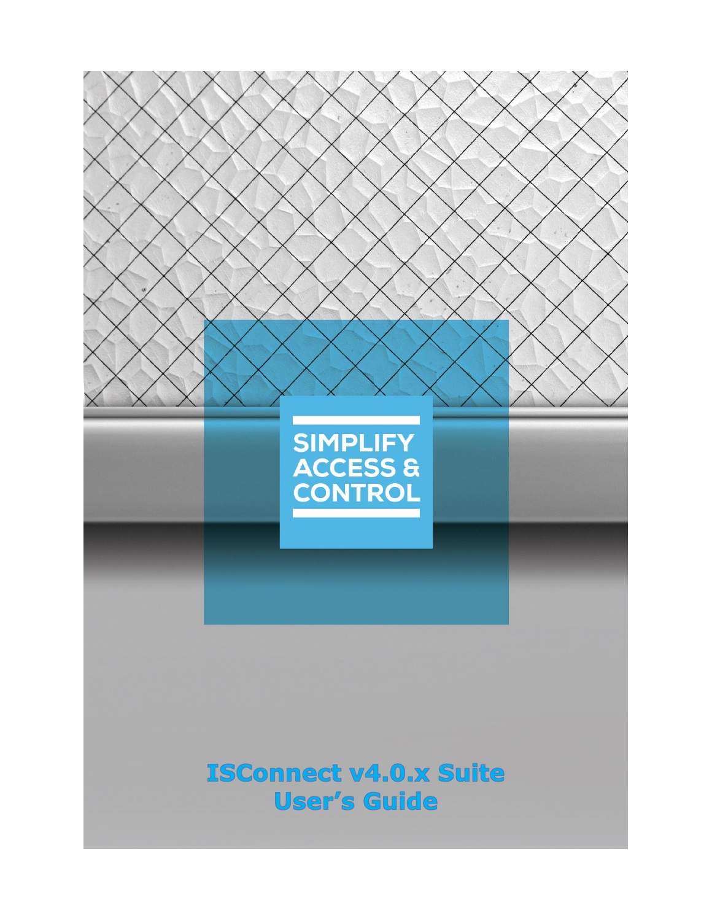SIMPLIFY ACCESS & CONTROL

# ISConnect v4.0.x Suite User's Guide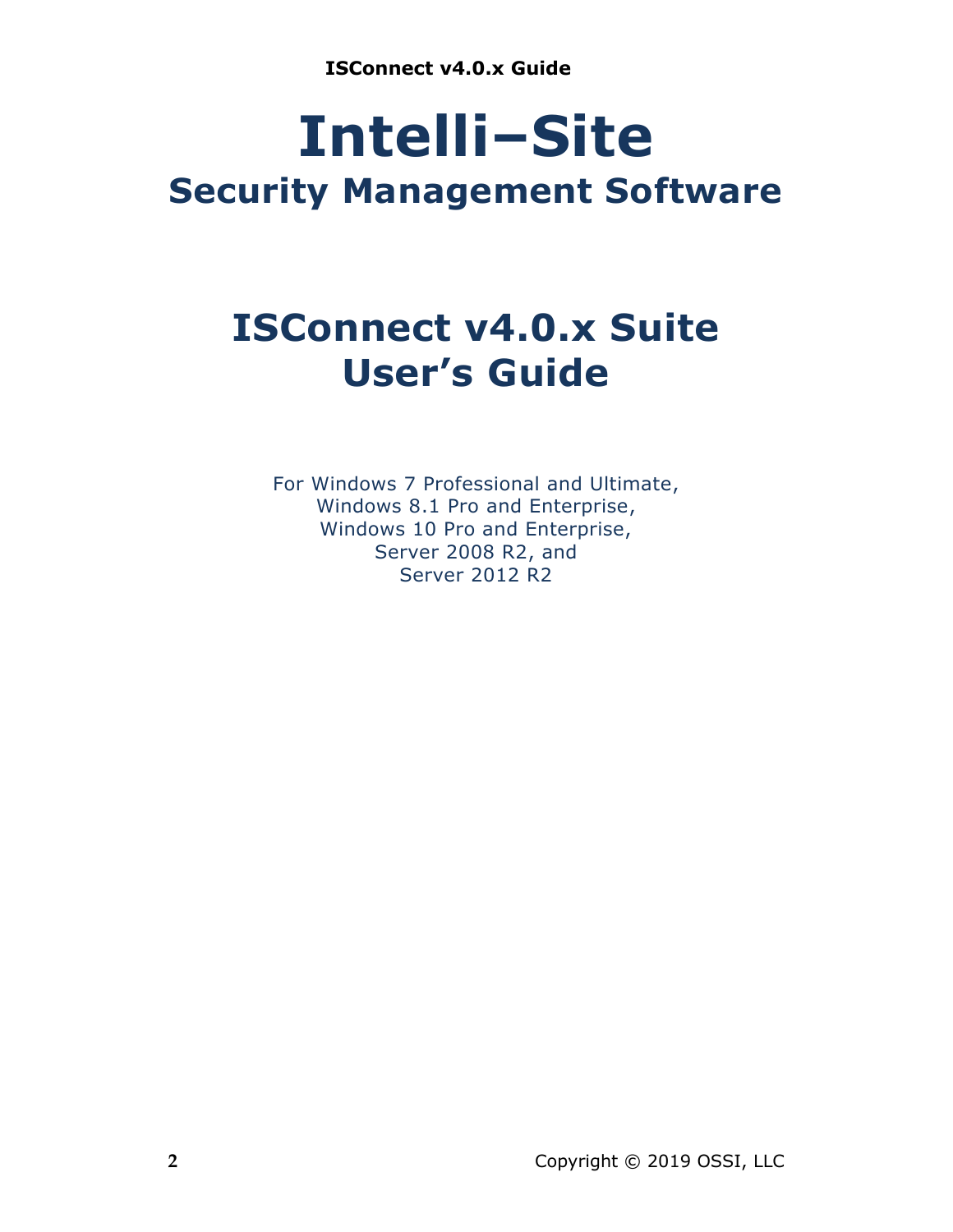# Intelli–Site

## Security Management Software

# ISConnect v4.0.x Suite User's Guide

For Windows 7 Professional and Ultimate,
Windows 8.1 Pro and Enterprise,
Windows 10 Pro and Enterprise,
Server 2008 R2, and
Server 2012 R2

Copyright © 2019 OSSI, LLC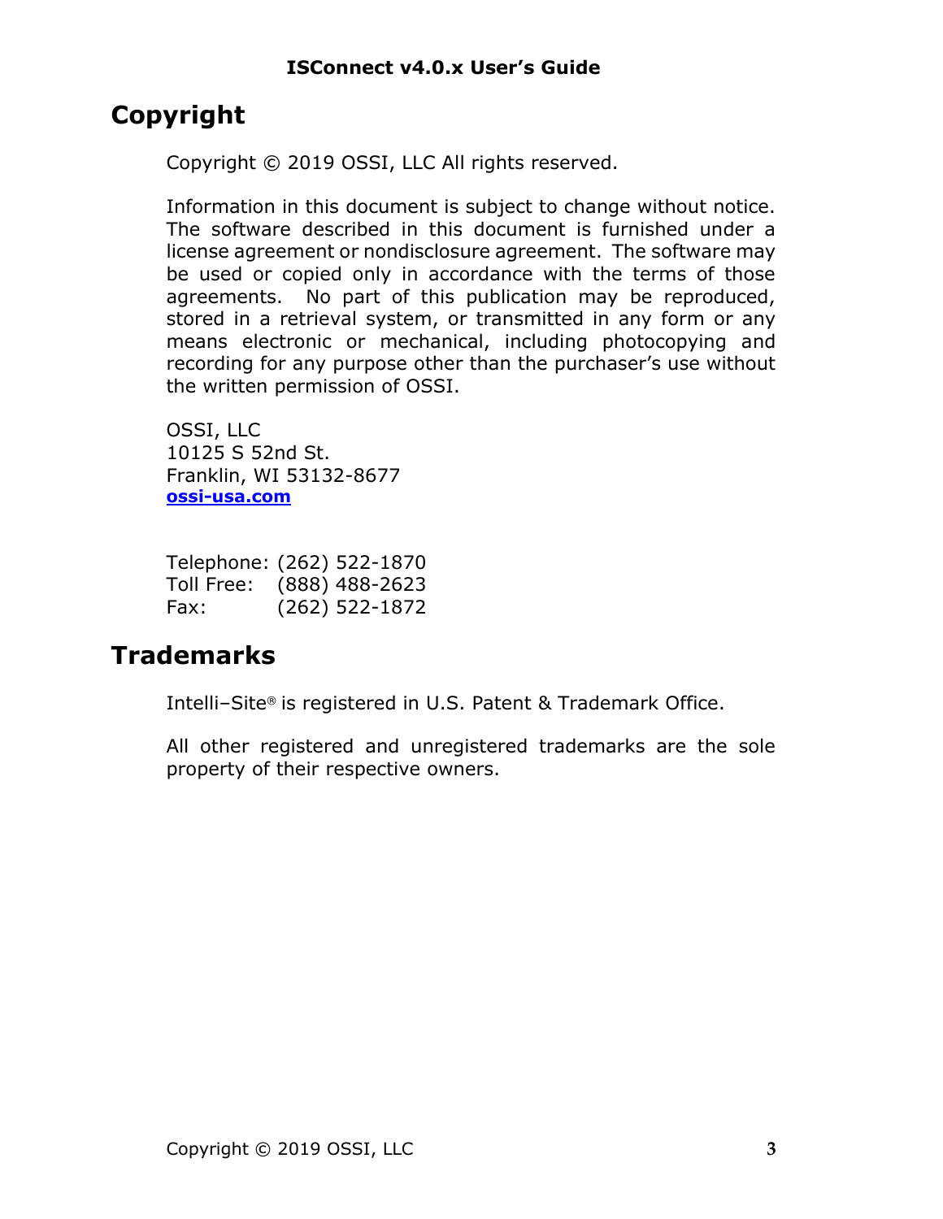# Copyright

Copyright © 2019 OSSI, LLC All rights reserved.

Information in this document is subject to change without notice. The software described in this document is furnished under a license agreement or nondisclosure agreement. The software may be used or copied only in accordance with the terms of those agreements. No part of this publication may be reproduced, stored in a retrieval system, or transmitted in any form or any means electronic or mechanical, including photocopying and recording for any purpose other than the purchaser's use without the written permission of OSSI.

OSSI, LLC
10125 S 52nd St.
Franklin, WI 53132-8677
**ossi-usa.com**

Telephone: (262) 522-1870
Toll Free: (888) 488-2623
Fax: (262) 522-1872

# Trademarks

Intelli–Site® is registered in U.S. Patent & Trademark Office.

All other registered and unregistered trademarks are the sole property of their respective owners.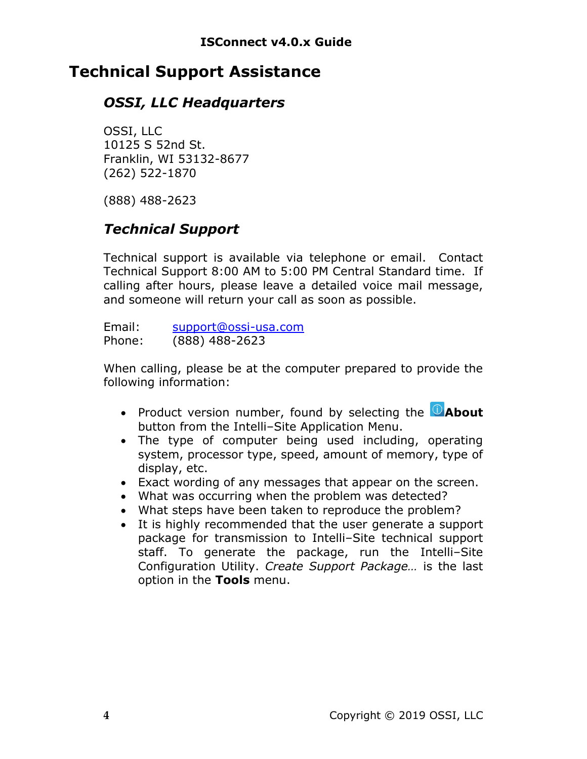# Technical Support Assistance

## *OSSI, LLC Headquarters*

OSSI, LLC
10125 S 52nd St.
Franklin, WI 53132-8677
(262) 522-1870

(888) 488-2623

## *Technical Support*

Technical support is available via telephone or email. Contact Technical Support 8:00 AM to 5:00 PM Central Standard time. If calling after hours, please leave a detailed voice mail message, and someone will return your call as soon as possible.

Email: support@ossi-usa.com
Phone: (888) 488-2623

When calling, please be at the computer prepared to provide the following information:

- Product version number, found by selecting the **About** button from the Intelli–Site Application Menu.
- The type of computer being used including, operating system, processor type, speed, amount of memory, type of display, etc.
- Exact wording of any messages that appear on the screen.
- What was occurring when the problem was detected?
- What steps have been taken to reproduce the problem?
- It is highly recommended that the user generate a support package for transmission to Intelli–Site technical support staff. To generate the package, run the Intelli–Site Configuration Utility. *Create Support Package…* is the last option in the **Tools** menu.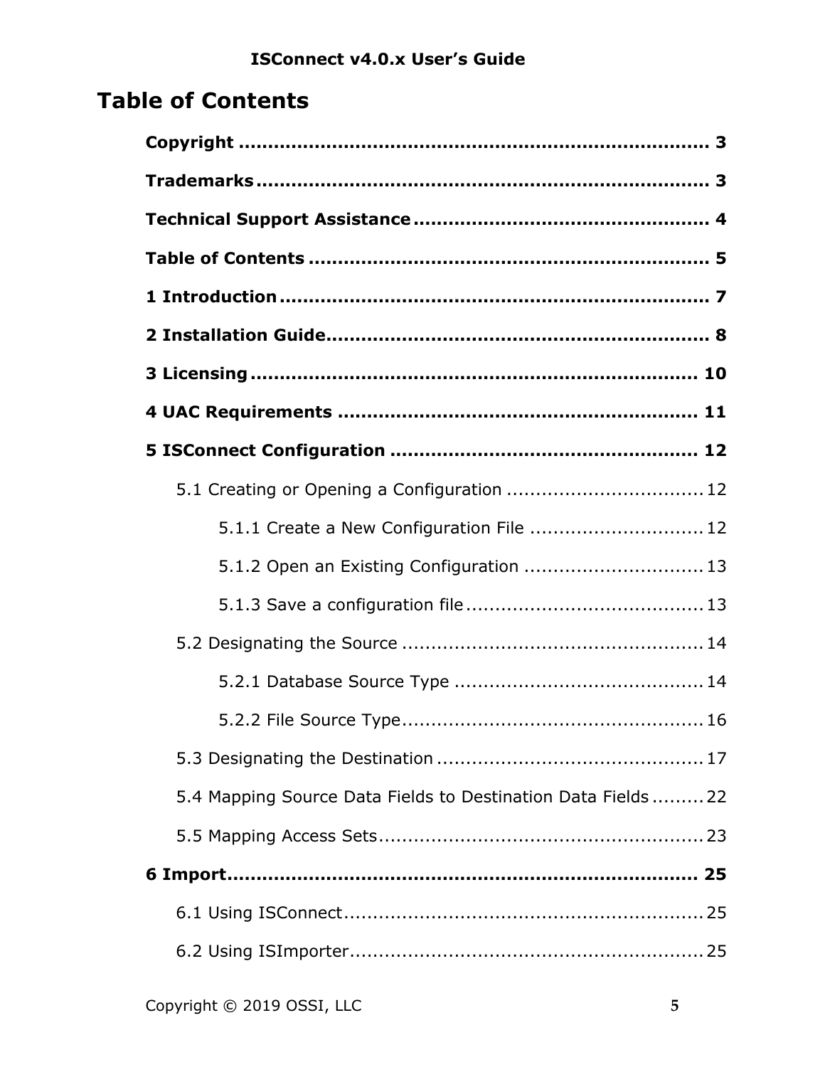# Table of Contents

**Copyright** ........................................................................ **3**

**Trademarks** ..................................................................... **3**

**Technical Support Assistance** ........................................... **4**

**Table of Contents** ............................................................. **5**

**1 Introduction** ................................................................... **7**

**2 Installation Guide** ........................................................... **8**

**3 Licensing** ....................................................................... **10**

**4 UAC Requirements** ......................................................... **11**

**5 ISConnect Configuration** ................................................ **12**

- 5.1 Creating or Opening a Configuration ................................. 12
  - 5.1.1 Create a New Configuration File ............................. 12
  - 5.1.2 Open an Existing Configuration ............................... 13
  - 5.1.3 Save a configuration file ......................................... 13
- 5.2 Designating the Source .................................................... 14
  - 5.2.1 Database Source Type ............................................ 14
  - 5.2.2 File Source Type ..................................................... 16
- 5.3 Designating the Destination .............................................. 17
- 5.4 Mapping Source Data Fields to Destination Data Fields ......... 22
- 5.5 Mapping Access Sets ......................................................... 23

**6 Import** ............................................................................ **25**

- 6.1 Using ISConnect ............................................................... 25
- 6.2 Using ISImporter .............................................................. 25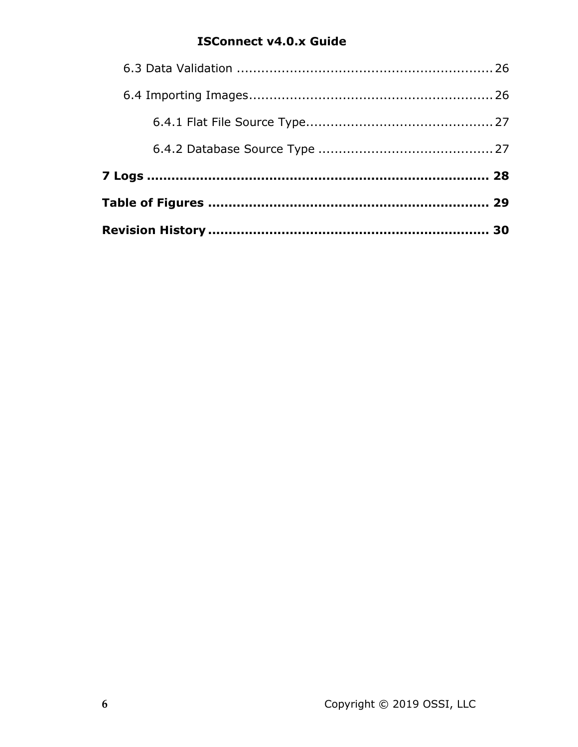6.3 Data Validation ............................................................... 26

6.4 Importing Images............................................................ 26

6.4.1 Flat File Source Type.............................................. 27

6.4.2 Database Source Type ........................................... 27

**7 Logs ..................................................................................... 28**

**Table of Figures ..................................................................... 29**

**Revision History ..................................................................... 30**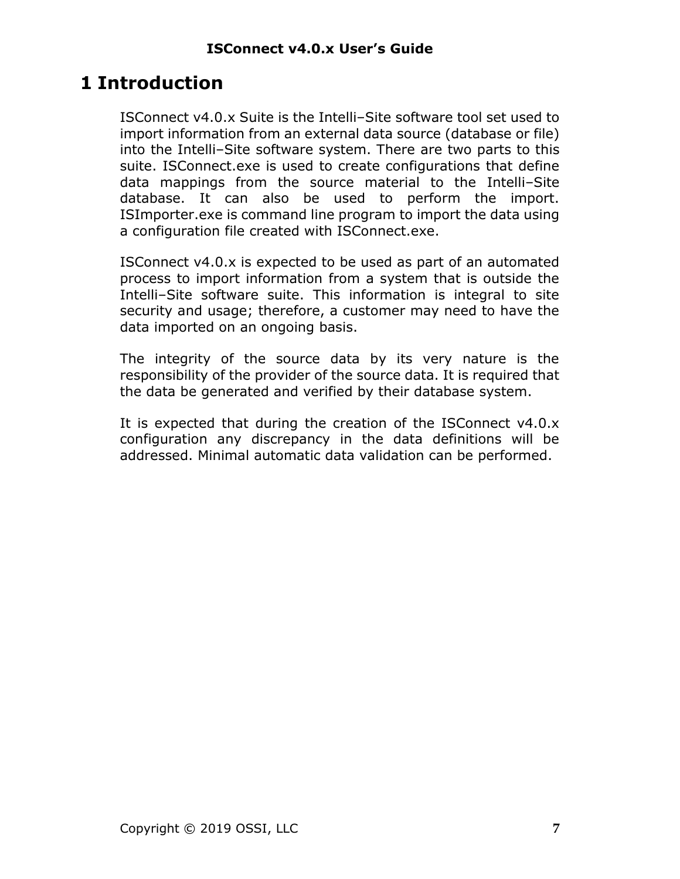# 1 Introduction

ISConnect v4.0.x Suite is the Intelli–Site software tool set used to import information from an external data source (database or file) into the Intelli–Site software system. There are two parts to this suite. ISConnect.exe is used to create configurations that define data mappings from the source material to the Intelli–Site database. It can also be used to perform the import. ISImporter.exe is command line program to import the data using a configuration file created with ISConnect.exe.

ISConnect v4.0.x is expected to be used as part of an automated process to import information from a system that is outside the Intelli–Site software suite. This information is integral to site security and usage; therefore, a customer may need to have the data imported on an ongoing basis.

The integrity of the source data by its very nature is the responsibility of the provider of the source data. It is required that the data be generated and verified by their database system.

It is expected that during the creation of the ISConnect v4.0.x configuration any discrepancy in the data definitions will be addressed. Minimal automatic data validation can be performed.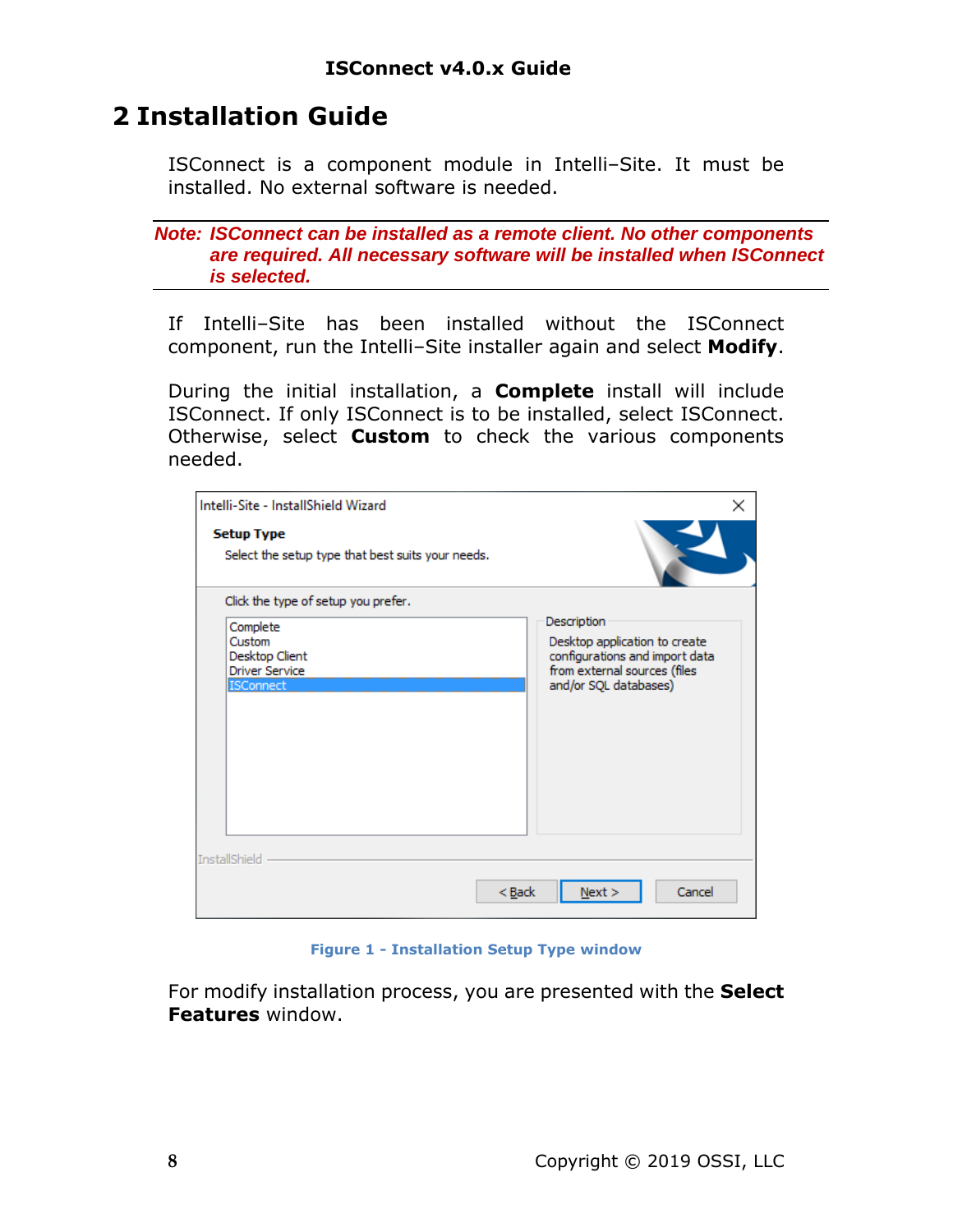# 2 Installation Guide

ISConnect is a component module in Intelli–Site. It must be installed. No external software is needed.

---

***Note: ISConnect can be installed as a remote client. No other components are required. All necessary software will be installed when ISConnect is selected.***

---

If Intelli–Site has been installed without the ISConnect component, run the Intelli–Site installer again and select **Modify**.

During the initial installation, a **Complete** install will include ISConnect. If only ISConnect is to be installed, select ISConnect. Otherwise, select **Custom** to check the various components needed.

**Figure 1 - Installation Setup Type window**

For modify installation process, you are presented with the **Select Features** window.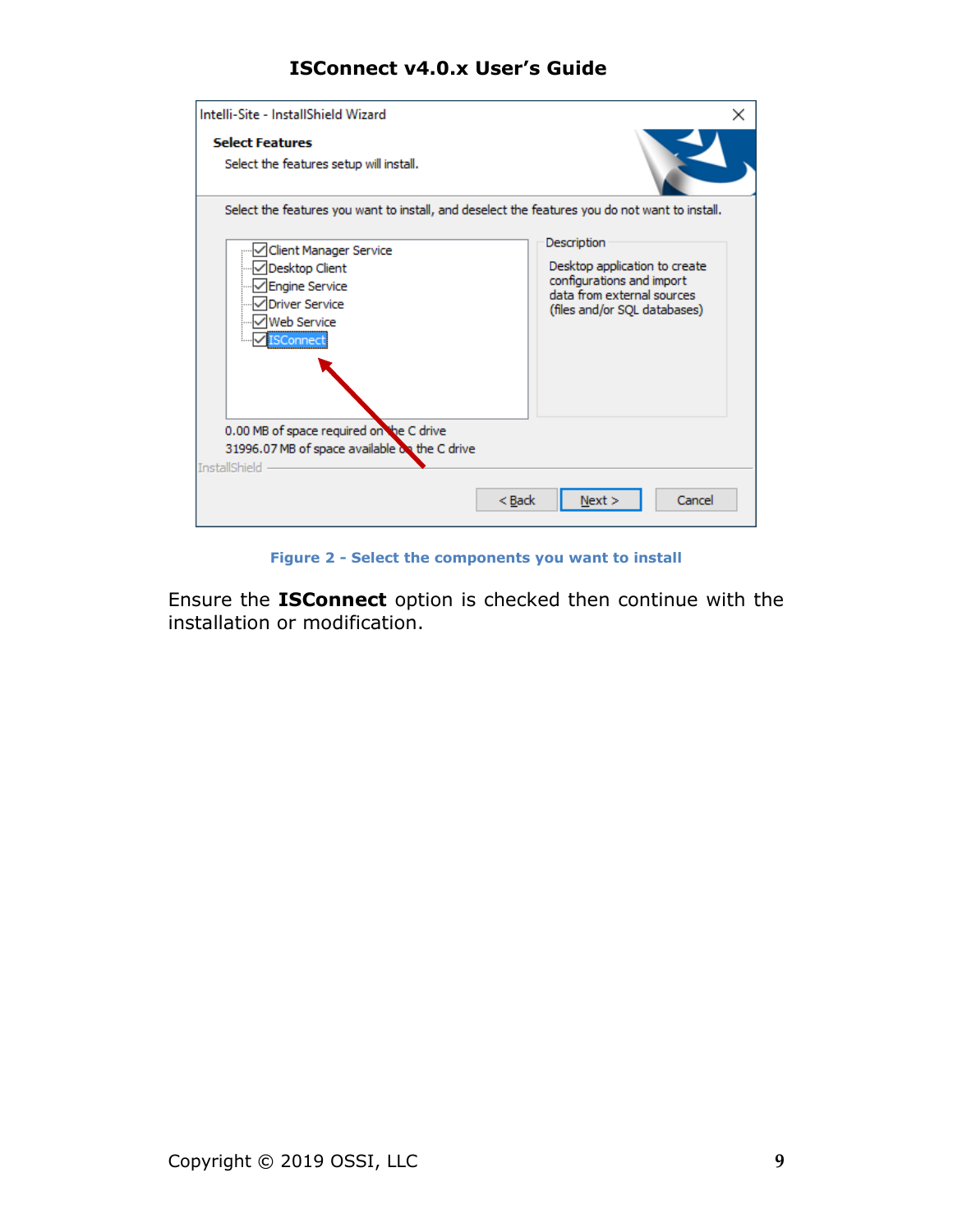Figure 2 - Select the components you want to install

Ensure the **ISConnect** option is checked then continue with the installation or modification.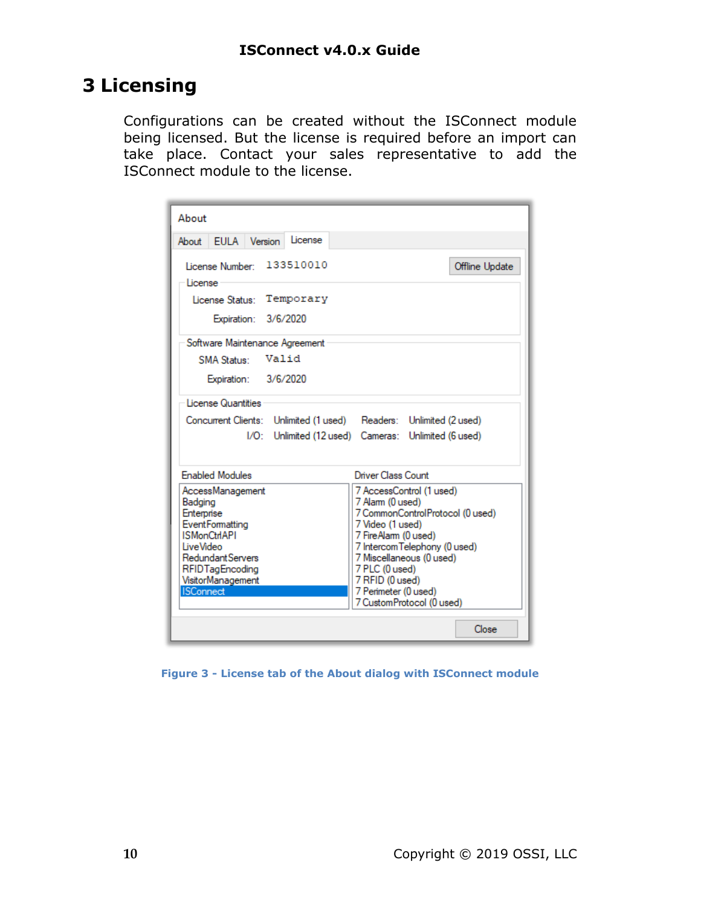# 3 Licensing

Configurations can be created without the ISConnect module being licensed. But the license is required before an import can take place. Contact your sales representative to add the ISConnect module to the license.

Figure 3 - License tab of the About dialog with ISConnect module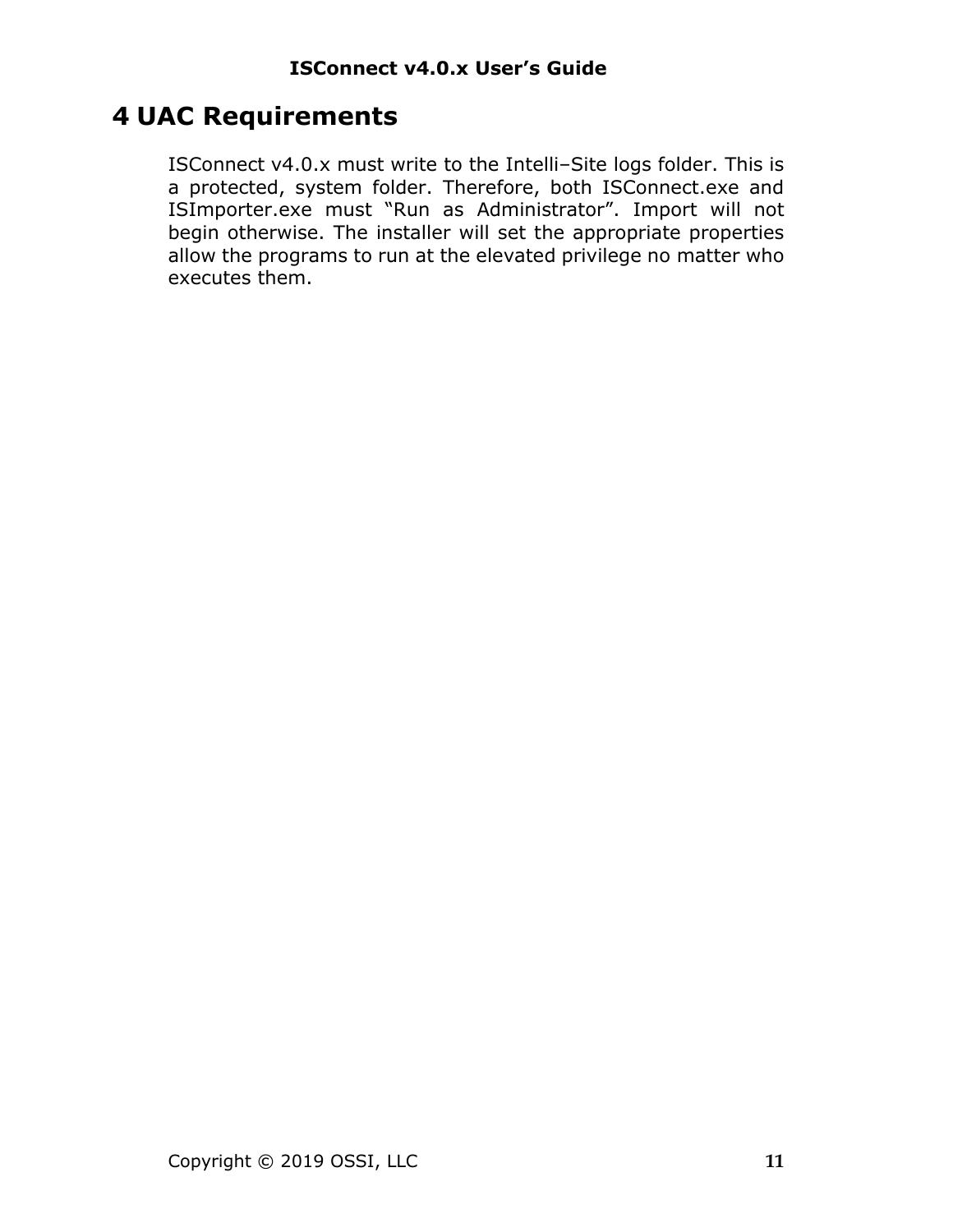# 4 UAC Requirements

ISConnect v4.0.x must write to the Intelli–Site logs folder. This is a protected, system folder. Therefore, both ISConnect.exe and ISImporter.exe must “Run as Administrator”. Import will not begin otherwise. The installer will set the appropriate properties allow the programs to run at the elevated privilege no matter who executes them.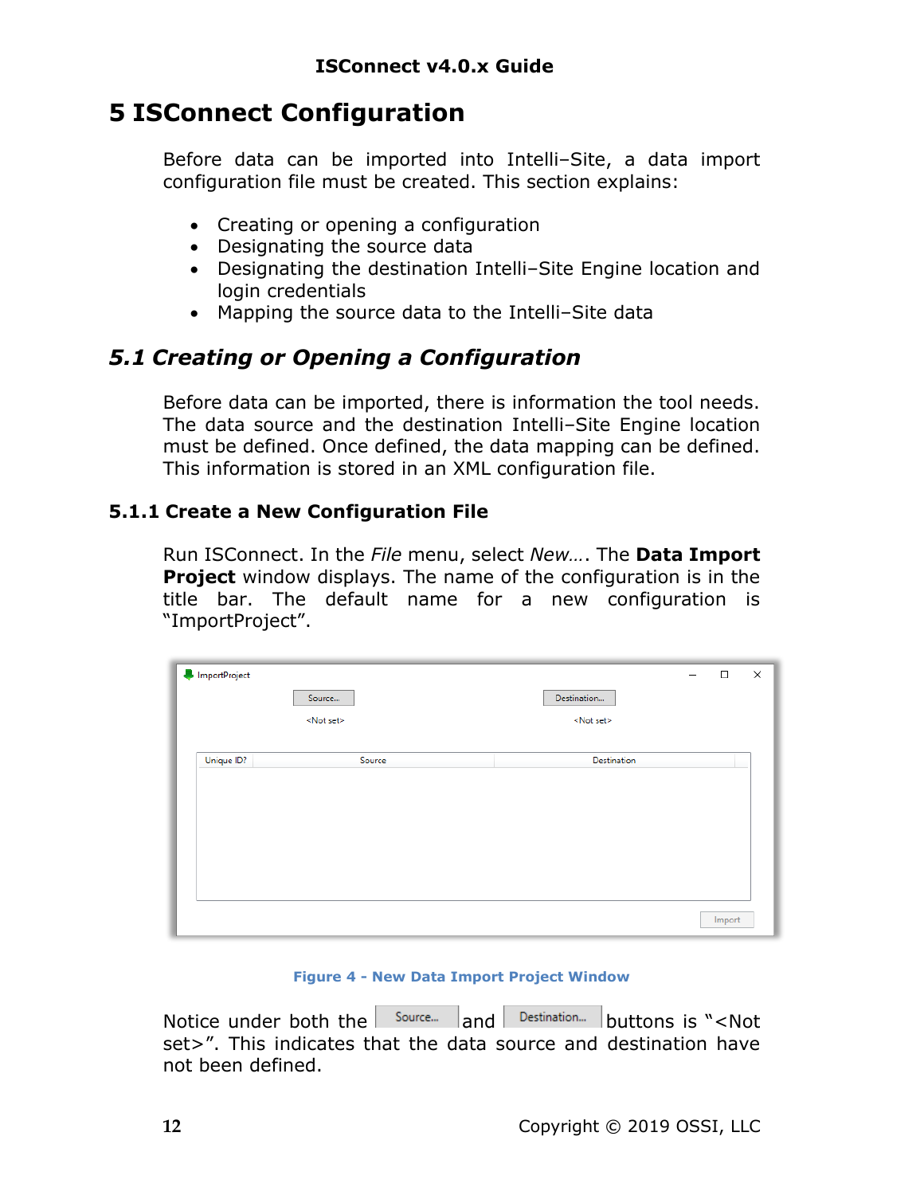# 5 ISConnect Configuration

Before data can be imported into Intelli–Site, a data import configuration file must be created. This section explains:

- Creating or opening a configuration
- Designating the source data
- Designating the destination Intelli–Site Engine location and login credentials
- Mapping the source data to the Intelli–Site data

## *5.1 Creating or Opening a Configuration*

Before data can be imported, there is information the tool needs. The data source and the destination Intelli–Site Engine location must be defined. Once defined, the data mapping can be defined. This information is stored in an XML configuration file.

### 5.1.1 Create a New Configuration File

Run ISConnect. In the *File* menu, select *New…*. The **Data Import Project** window displays. The name of the configuration is in the title bar. The default name for a new configuration is "ImportProject".

**Figure 4 - New Data Import Project Window**

Notice under both the Source... and Destination... buttons is "<Not set>". This indicates that the data source and destination have not been defined.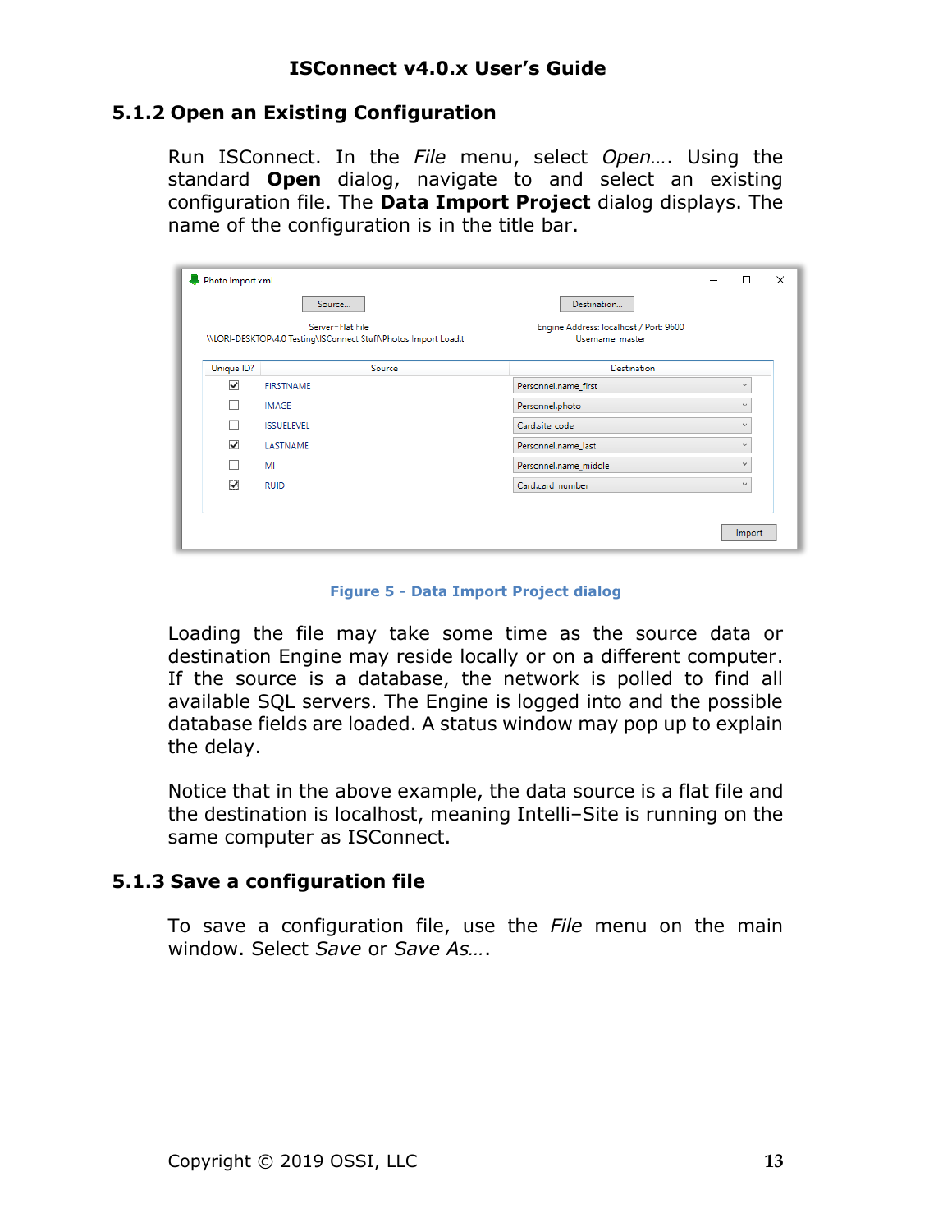### 5.1.2 Open an Existing Configuration

Run ISConnect. In the *File* menu, select *Open…*. Using the standard **Open** dialog, navigate to and select an existing configuration file. The **Data Import Project** dialog displays. The name of the configuration is in the title bar.

Figure 5 - Data Import Project dialog

Loading the file may take some time as the source data or destination Engine may reside locally or on a different computer. If the source is a database, the network is polled to find all available SQL servers. The Engine is logged into and the possible database fields are loaded. A status window may pop up to explain the delay.

Notice that in the above example, the data source is a flat file and the destination is localhost, meaning Intelli–Site is running on the same computer as ISConnect.

### 5.1.3 Save a configuration file

To save a configuration file, use the *File* menu on the main window. Select *Save* or *Save As…*.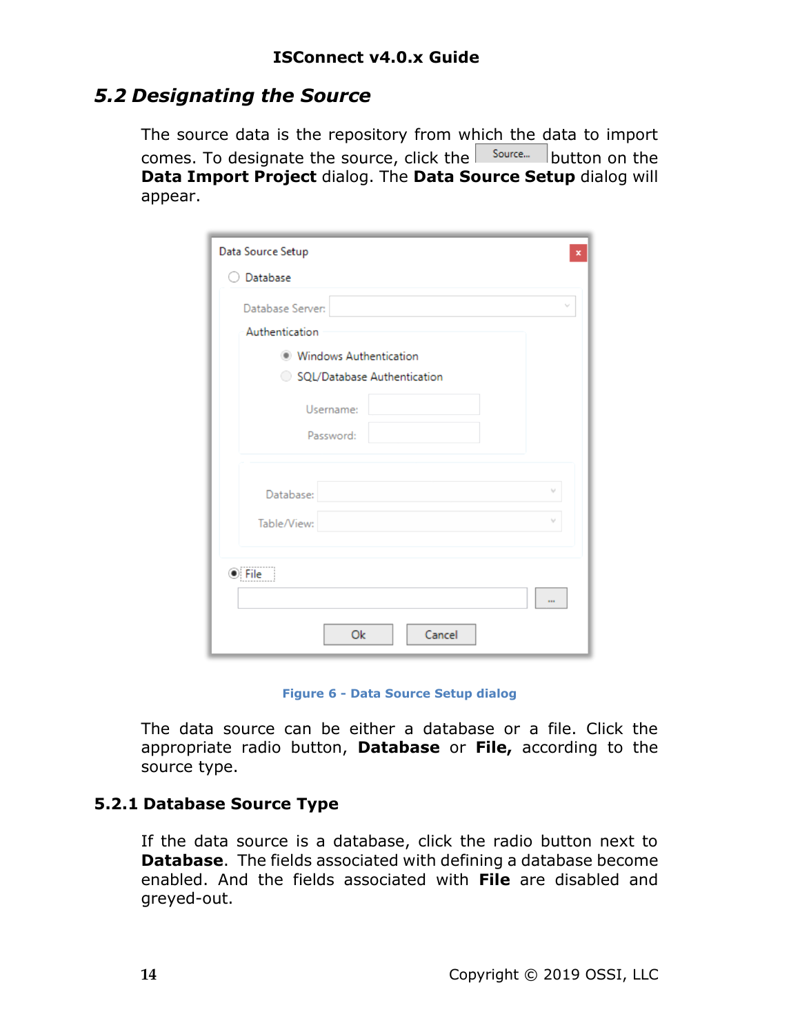## 5.2 Designating the Source

The source data is the repository from which the data to import comes. To designate the source, click the Source... button on the **Data Import Project** dialog. The **Data Source Setup** dialog will appear.

Figure 6 - Data Source Setup dialog

The data source can be either a database or a file. Click the appropriate radio button, **Database** or **File,** according to the source type.

### 5.2.1 Database Source Type

If the data source is a database, click the radio button next to **Database**. The fields associated with defining a database become enabled. And the fields associated with **File** are disabled and greyed-out.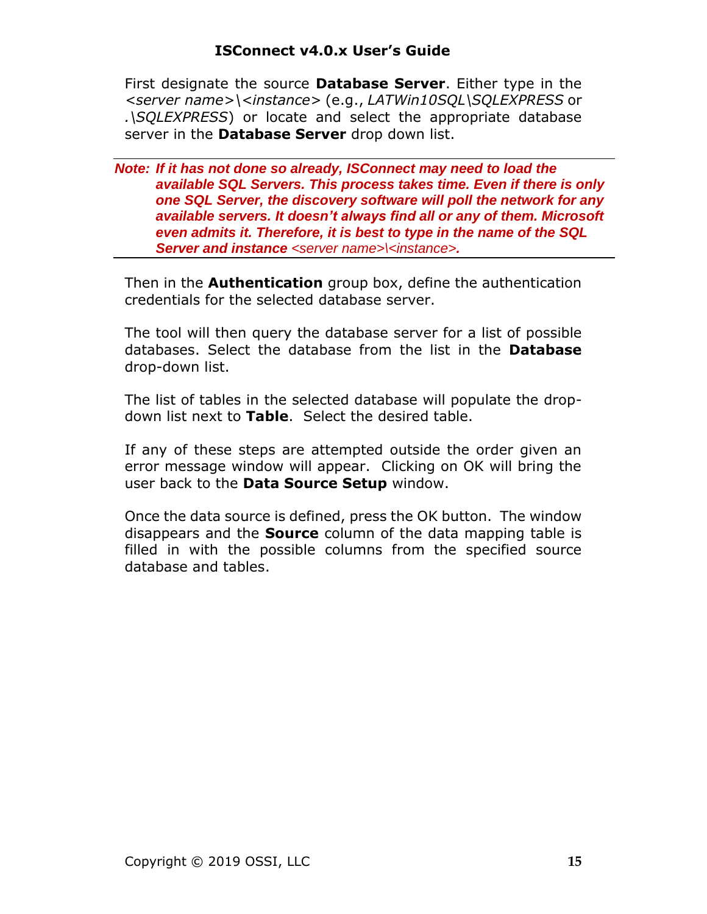First designate the source **Database Server**. Either type in the *<server name>\<instance>* (e.g., *LATWin10SQL\SQLEXPRESS* or *.\SQLEXPRESS*) or locate and select the appropriate database server in the **Database Server** drop down list.

---

***Note: If it has not done so already, ISConnect may need to load the available SQL Servers. This process takes time. Even if there is only one SQL Server, the discovery software will poll the network for any available servers. It doesn't always find all or any of them. Microsoft even admits it. Therefore, it is best to type in the name of the SQL Server and instance*** *<server name>\<instance>*.

---

Then in the **Authentication** group box, define the authentication credentials for the selected database server.

The tool will then query the database server for a list of possible databases. Select the database from the list in the **Database** drop-down list.

The list of tables in the selected database will populate the drop-down list next to **Table**. Select the desired table.

If any of these steps are attempted outside the order given an error message window will appear. Clicking on OK will bring the user back to the **Data Source Setup** window.

Once the data source is defined, press the OK button. The window disappears and the **Source** column of the data mapping table is filled in with the possible columns from the specified source database and tables.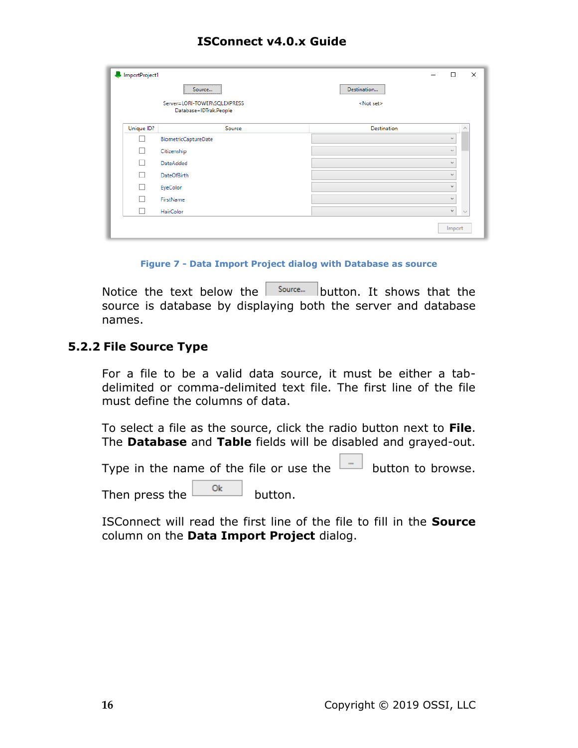Figure 7 - Data Import Project dialog with Database as source

Notice the text below the Source... button. It shows that the source is database by displaying both the server and database names.

### 5.2.2 File Source Type

For a file to be a valid data source, it must be either a tab-delimited or comma-delimited text file. The first line of the file must define the columns of data.

To select a file as the source, click the radio button next to **File**. The **Database** and **Table** fields will be disabled and grayed-out.

Type in the name of the file or use the ... button to browse.

Then press the Ok button.

ISConnect will read the first line of the file to fill in the **Source** column on the **Data Import Project** dialog.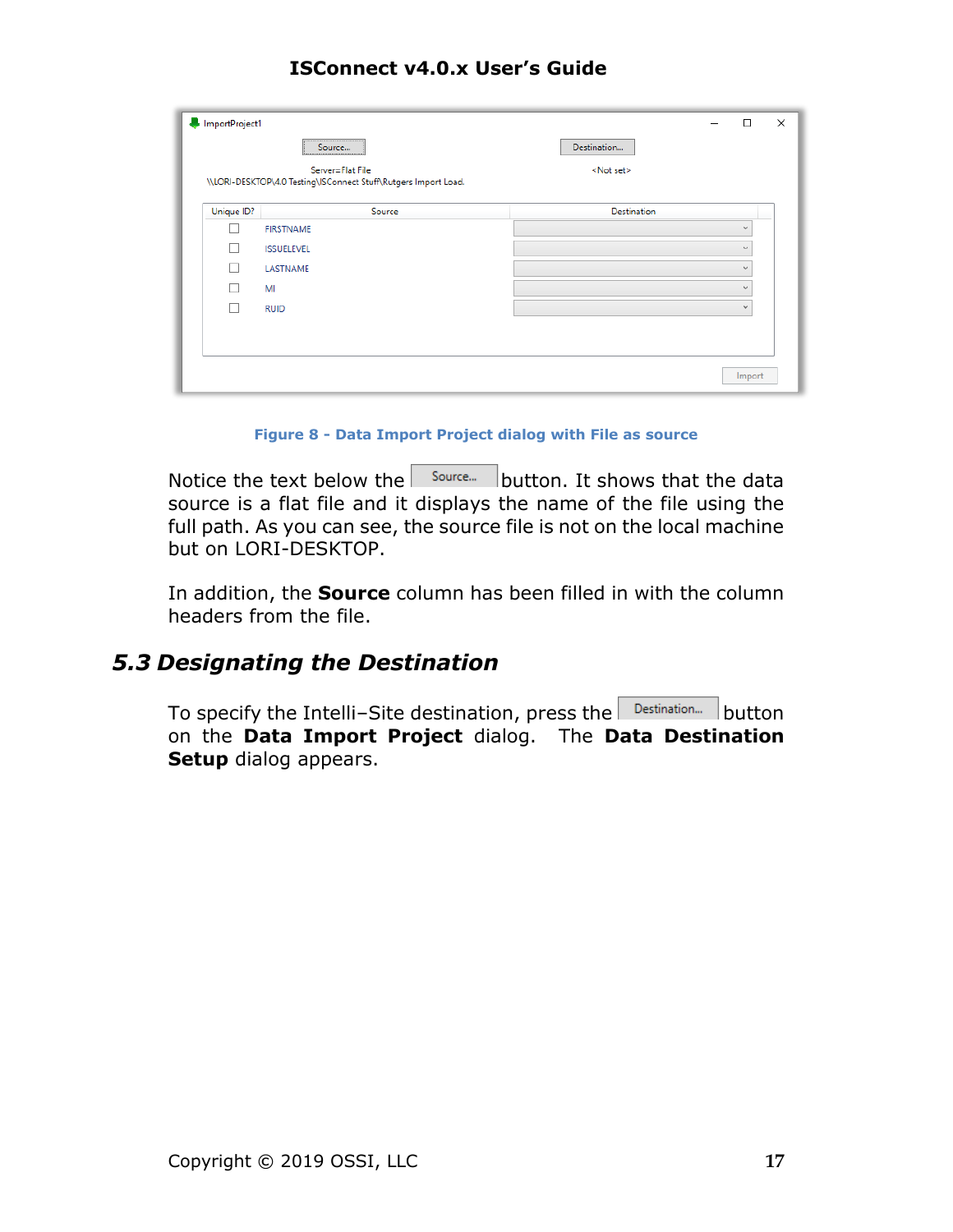Figure 8 - Data Import Project dialog with File as source

Notice the text below the Source... button. It shows that the data source is a flat file and it displays the name of the file using the full path. As you can see, the source file is not on the local machine but on LORI-DESKTOP.

In addition, the **Source** column has been filled in with the column headers from the file.

## *5.3 Designating the Destination*

To specify the Intelli–Site destination, press the Destination... button on the **Data Import Project** dialog. The **Data Destination Setup** dialog appears.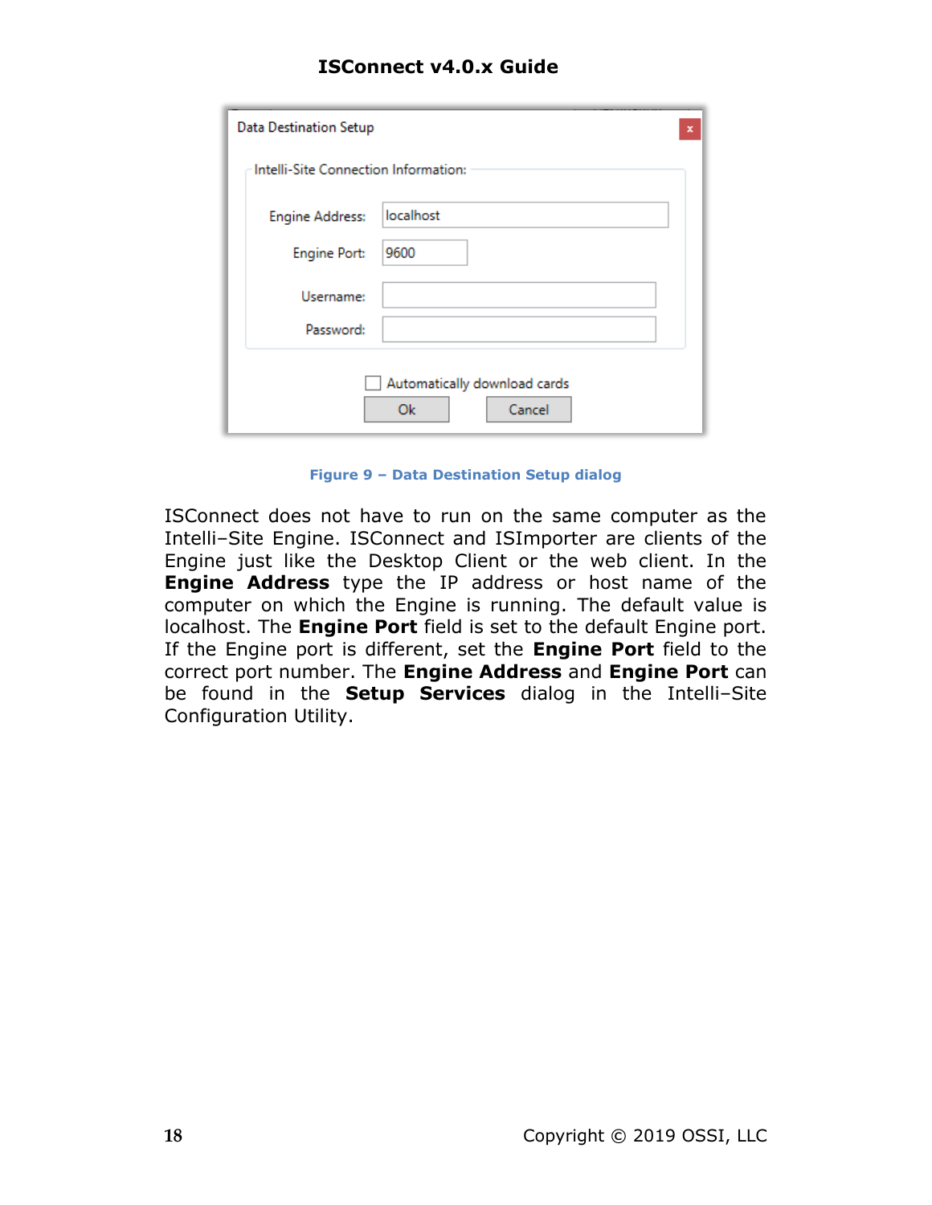Figure 9 – Data Destination Setup dialog

ISConnect does not have to run on the same computer as the Intelli–Site Engine. ISConnect and ISImporter are clients of the Engine just like the Desktop Client or the web client. In the **Engine Address** type the IP address or host name of the computer on which the Engine is running. The default value is localhost. The **Engine Port** field is set to the default Engine port. If the Engine port is different, set the **Engine Port** field to the correct port number. The **Engine Address** and **Engine Port** can be found in the **Setup Services** dialog in the Intelli–Site Configuration Utility.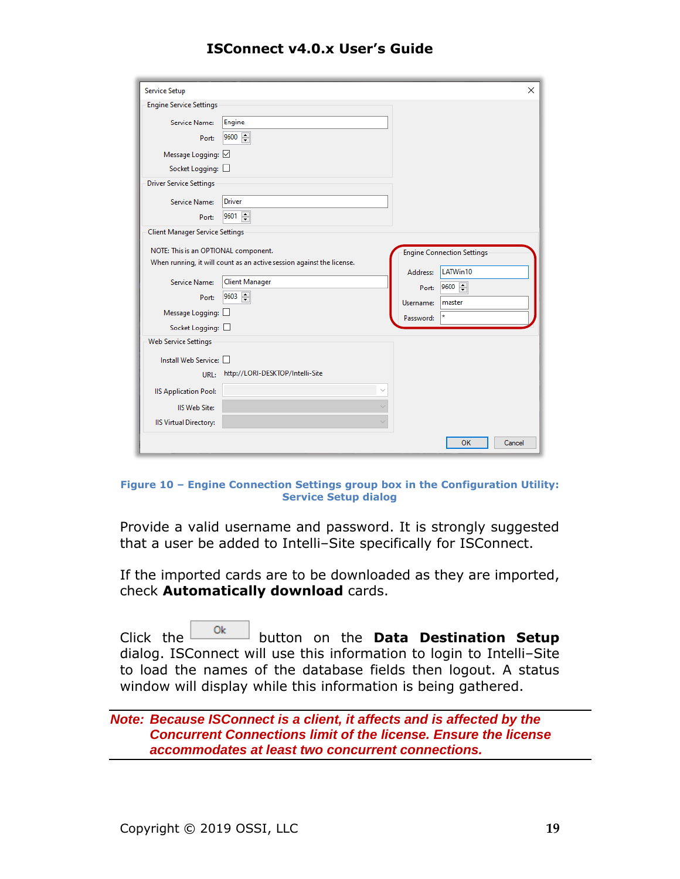**Figure 10 – Engine Connection Settings group box in the Configuration Utility: Service Setup dialog**

Provide a valid username and password. It is strongly suggested that a user be added to Intelli–Site specifically for ISConnect.

If the imported cards are to be downloaded as they are imported, check **Automatically download** cards.

Click the Ok button on the **Data Destination Setup** dialog. ISConnect will use this information to login to Intelli–Site to load the names of the database fields then logout. A status window will display while this information is being gathered.

---

***Note: Because ISConnect is a client, it affects and is affected by the Concurrent Connections limit of the license. Ensure the license accommodates at least two concurrent connections.***

---

Copyright © 2019 OSSI, LLC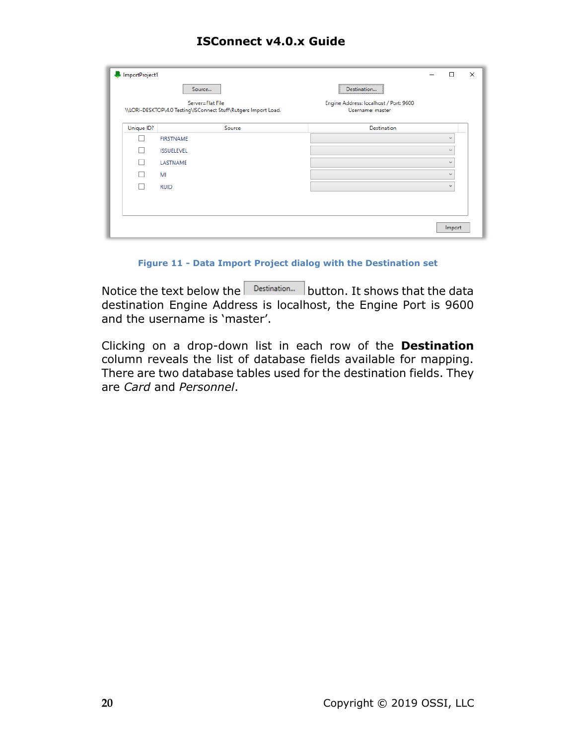**Figure 11 - Data Import Project dialog with the Destination set**

Notice the text below the Destination... button. It shows that the data destination Engine Address is localhost, the Engine Port is 9600 and the username is 'master'.

Clicking on a drop-down list in each row of the **Destination** column reveals the list of database fields available for mapping. There are two database tables used for the destination fields. They are *Card* and *Personnel*.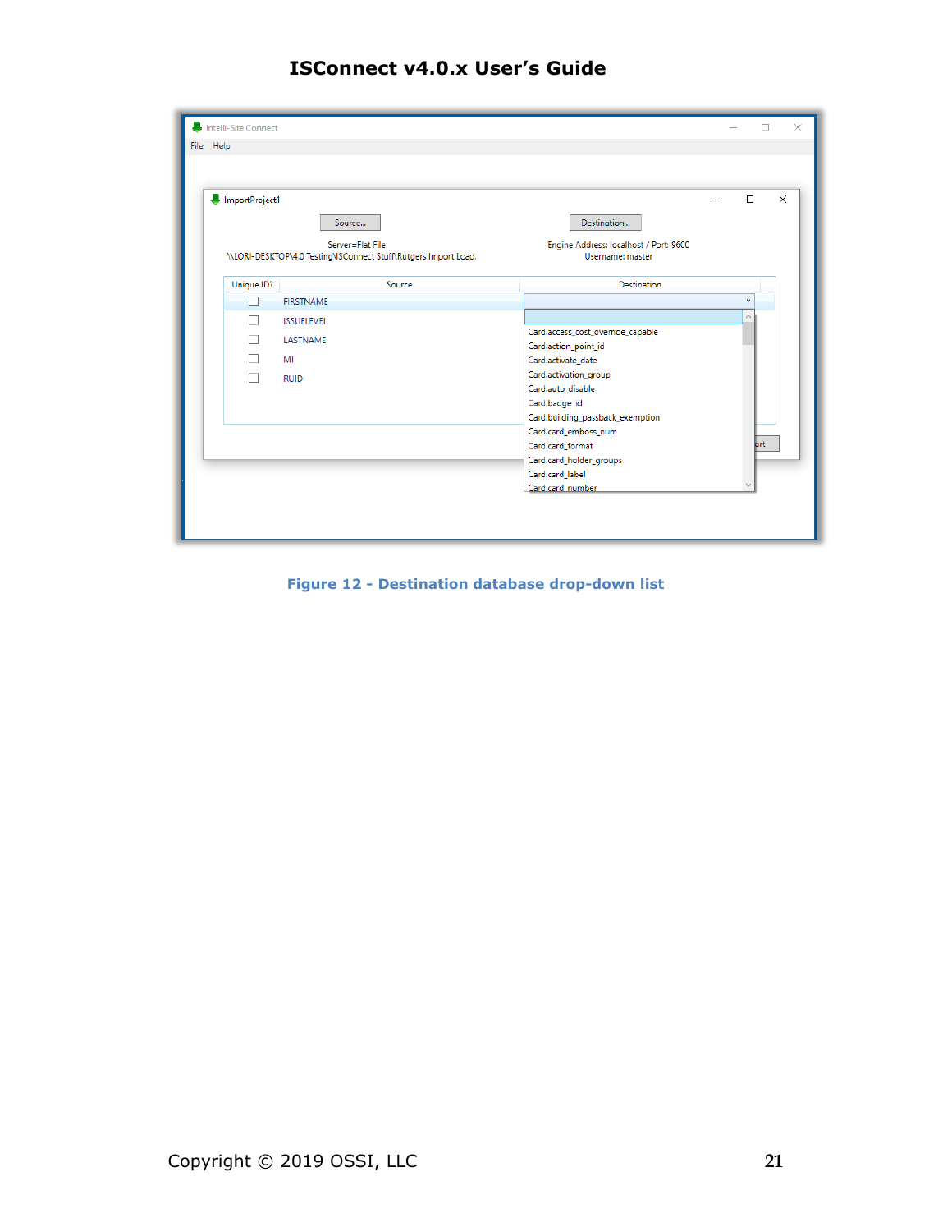Figure 12 - Destination database drop-down list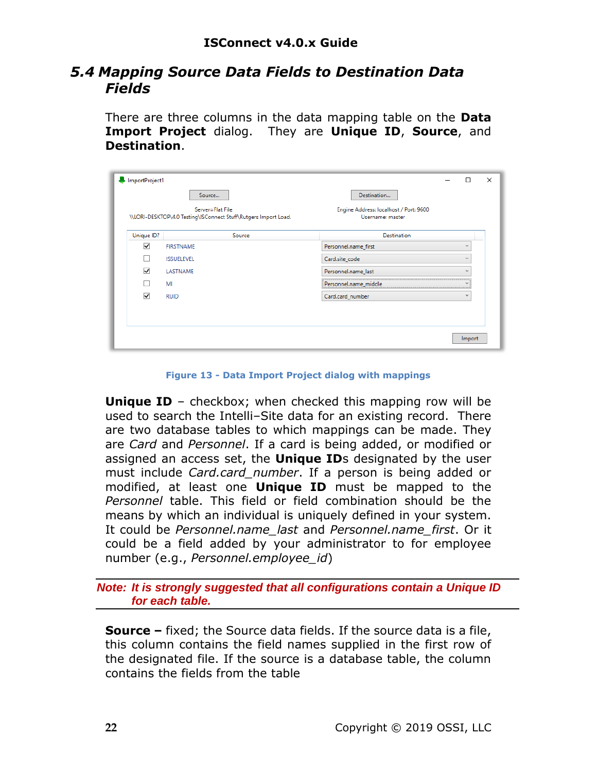## 5.4 Mapping Source Data Fields to Destination Data Fields

There are three columns in the data mapping table on the **Data Import Project** dialog. They are **Unique ID**, **Source**, and **Destination**.

Figure 13 - Data Import Project dialog with mappings

**Unique ID** – checkbox; when checked this mapping row will be used to search the Intelli–Site data for an existing record. There are two database tables to which mappings can be made. They are *Card* and *Personnel*. If a card is being added, or modified or assigned an access set, the **Unique ID**s designated by the user must include *Card.card_number*. If a person is being added or modified, at least one **Unique ID** must be mapped to the *Personnel* table. This field or field combination should be the means by which an individual is uniquely defined in your system. It could be *Personnel.name_last* and *Personnel.name_first*. Or it could be a field added by your administrator to for employee number (e.g., *Personnel.employee_id*)

***Note: It is strongly suggested that all configurations contain a Unique ID for each table.***

**Source –** fixed; the Source data fields. If the source data is a file, this column contains the field names supplied in the first row of the designated file. If the source is a database table, the column contains the fields from the table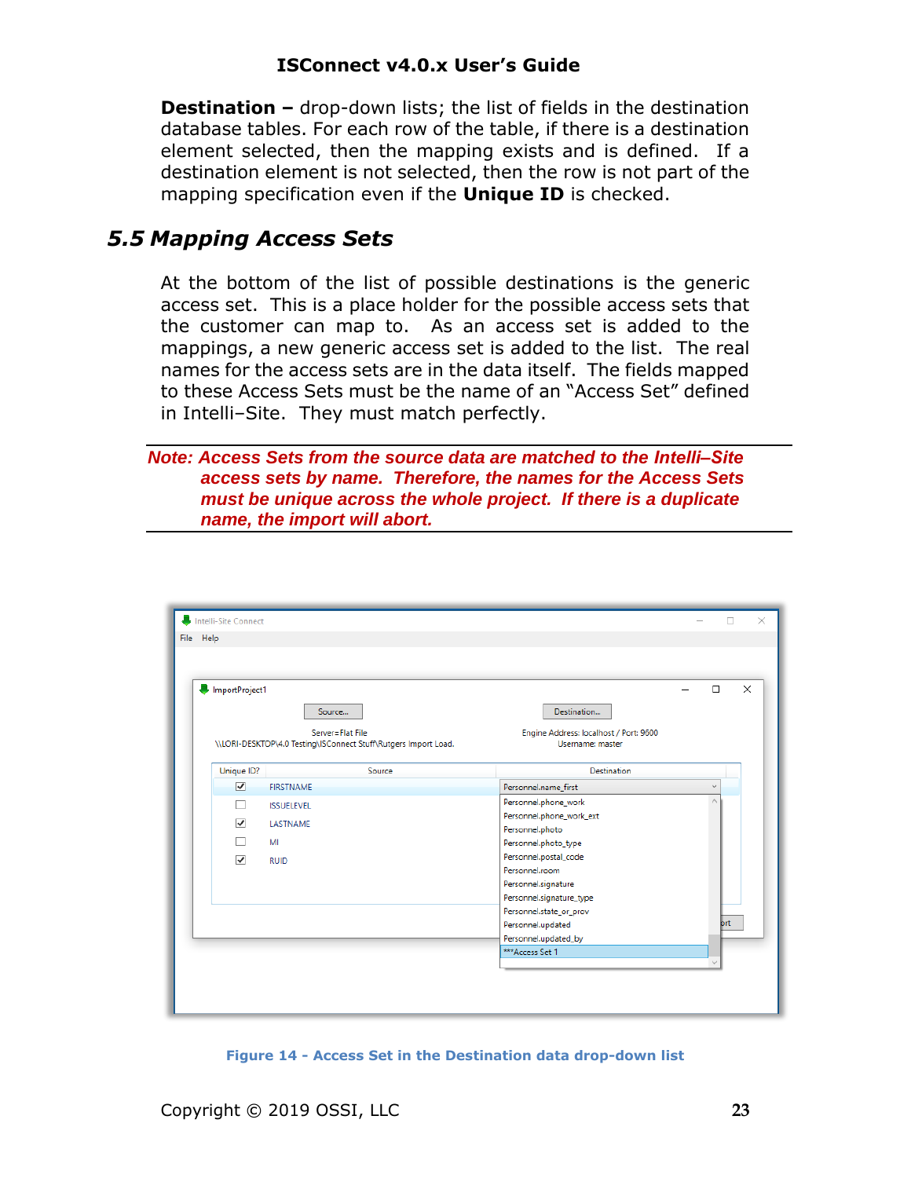**Destination –** drop-down lists; the list of fields in the destination database tables. For each row of the table, if there is a destination element selected, then the mapping exists and is defined. If a destination element is not selected, then the row is not part of the mapping specification even if the **Unique ID** is checked.

## *5.5 Mapping Access Sets*

At the bottom of the list of possible destinations is the generic access set. This is a place holder for the possible access sets that the customer can map to. As an access set is added to the mappings, a new generic access set is added to the list. The real names for the access sets are in the data itself. The fields mapped to these Access Sets must be the name of an "Access Set" defined in Intelli–Site. They must match perfectly.

***Note: Access Sets from the source data are matched to the Intelli–Site access sets by name. Therefore, the names for the Access Sets must be unique across the whole project. If there is a duplicate name, the import will abort.***

**Figure 14 - Access Set in the Destination data drop-down list**

Copyright © 2019 OSSI, LLC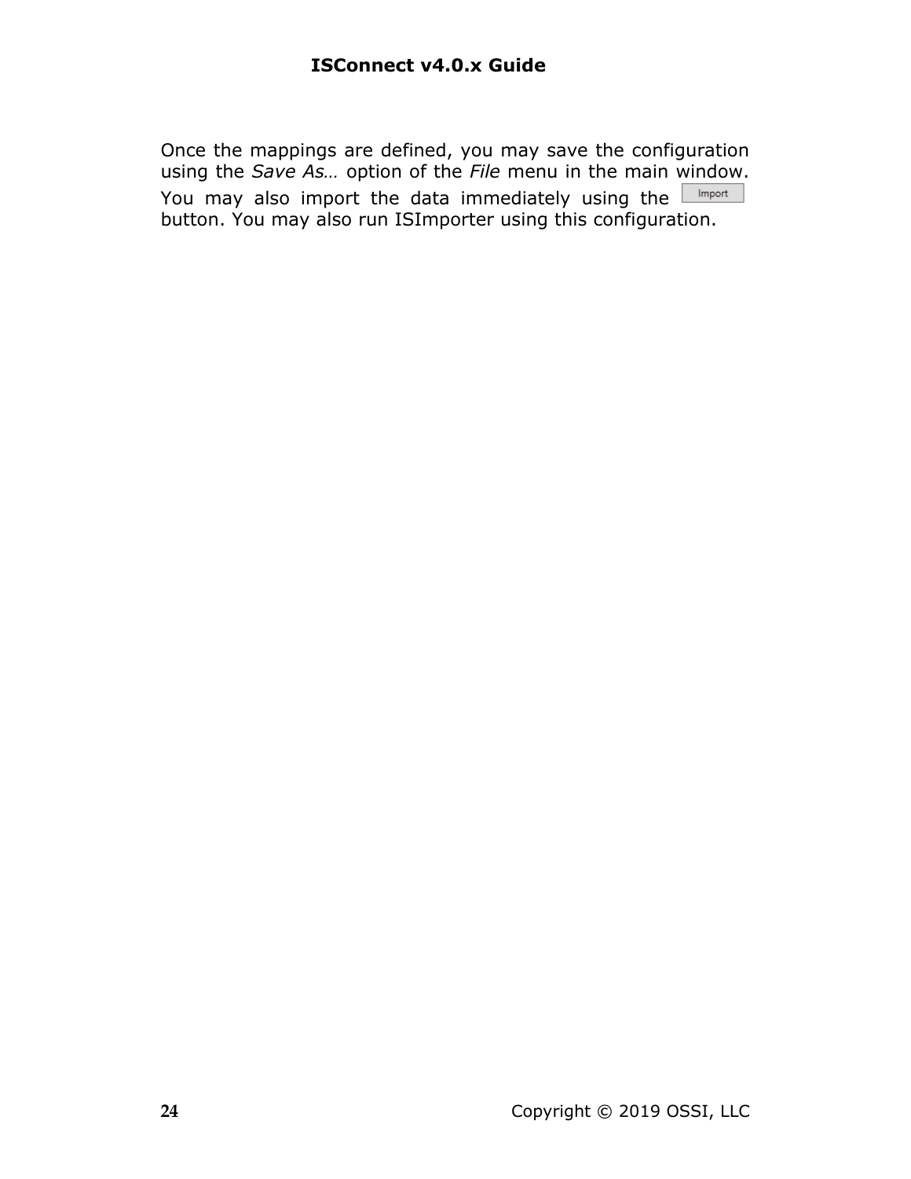Once the mappings are defined, you may save the configuration using the *Save As…* option of the *File* menu in the main window. You may also import the data immediately using the Import button. You may also run ISImporter using this configuration.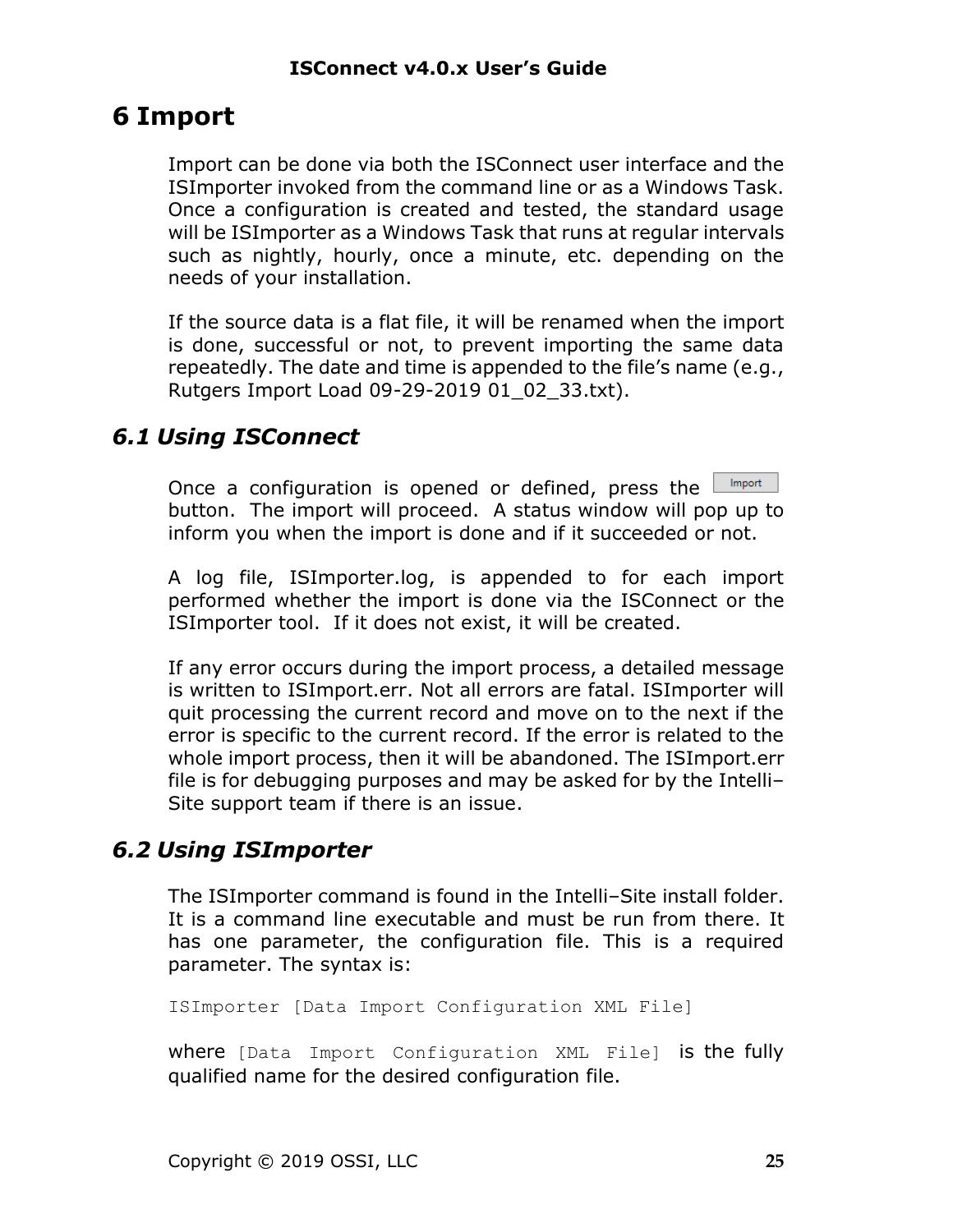# 6 Import

Import can be done via both the ISConnect user interface and the ISImporter invoked from the command line or as a Windows Task. Once a configuration is created and tested, the standard usage will be ISImporter as a Windows Task that runs at regular intervals such as nightly, hourly, once a minute, etc. depending on the needs of your installation.

If the source data is a flat file, it will be renamed when the import is done, successful or not, to prevent importing the same data repeatedly. The date and time is appended to the file's name (e.g., Rutgers Import Load 09-29-2019 01_02_33.txt).

## *6.1 Using ISConnect*

Once a configuration is opened or defined, press the Import button. The import will proceed. A status window will pop up to inform you when the import is done and if it succeeded or not.

A log file, ISImporter.log, is appended to for each import performed whether the import is done via the ISConnect or the ISImporter tool. If it does not exist, it will be created.

If any error occurs during the import process, a detailed message is written to ISImport.err. Not all errors are fatal. ISImporter will quit processing the current record and move on to the next if the error is specific to the current record. If the error is related to the whole import process, then it will be abandoned. The ISImport.err file is for debugging purposes and may be asked for by the Intelli–Site support team if there is an issue.

## *6.2 Using ISImporter*

The ISImporter command is found in the Intelli–Site install folder. It is a command line executable and must be run from there. It has one parameter, the configuration file. This is a required parameter. The syntax is:

```
ISImporter [Data Import Configuration XML File]
```

where `[Data Import Configuration XML File]` is the fully qualified name for the desired configuration file.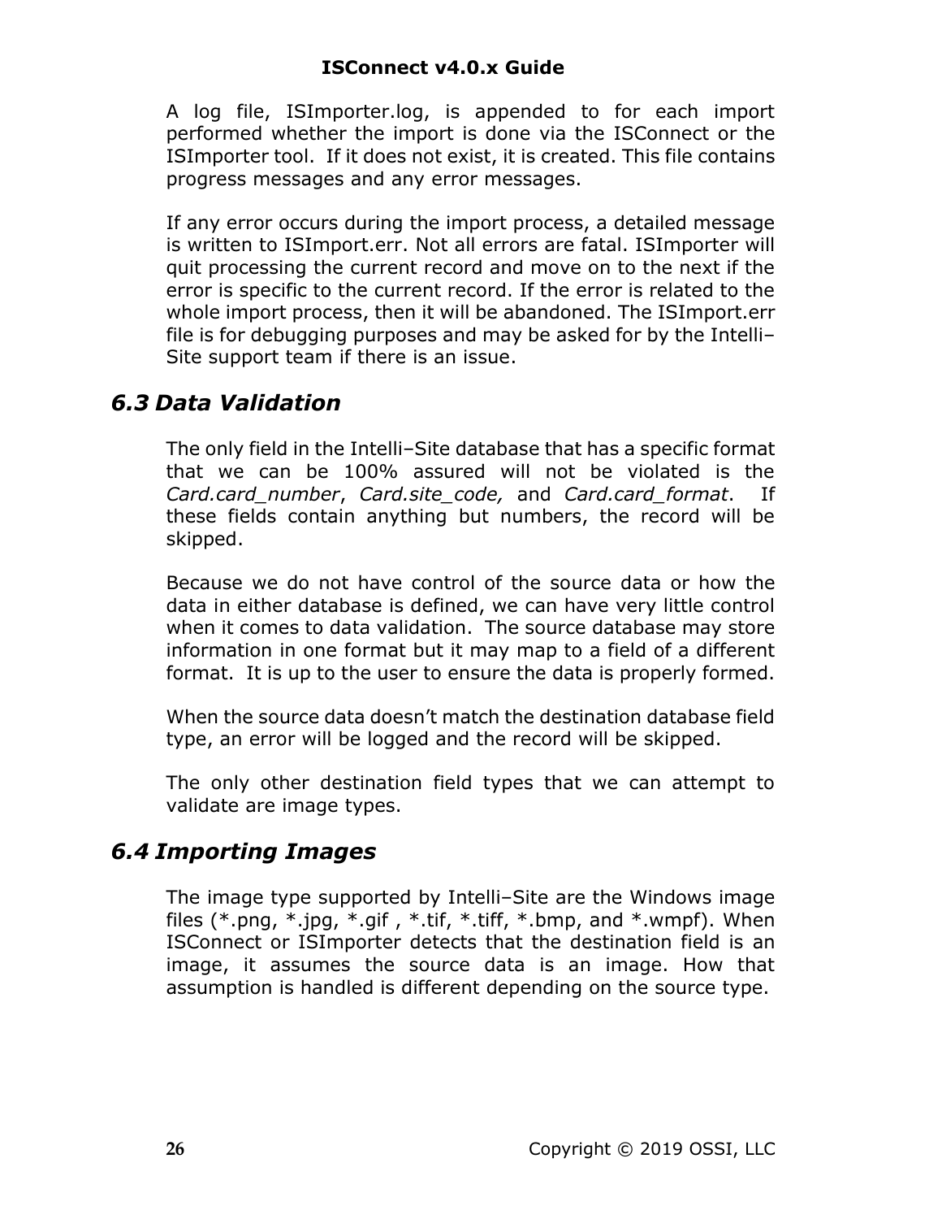A log file, ISImporter.log, is appended to for each import performed whether the import is done via the ISConnect or the ISImporter tool. If it does not exist, it is created. This file contains progress messages and any error messages.

If any error occurs during the import process, a detailed message is written to ISImport.err. Not all errors are fatal. ISImporter will quit processing the current record and move on to the next if the error is specific to the current record. If the error is related to the whole import process, then it will be abandoned. The ISImport.err file is for debugging purposes and may be asked for by the Intelli–Site support team if there is an issue.

## 6.3 Data Validation

The only field in the Intelli–Site database that has a specific format that we can be 100% assured will not be violated is the *Card.card_number*, *Card.site_code,* and *Card.card_format*. If these fields contain anything but numbers, the record will be skipped.

Because we do not have control of the source data or how the data in either database is defined, we can have very little control when it comes to data validation. The source database may store information in one format but it may map to a field of a different format. It is up to the user to ensure the data is properly formed.

When the source data doesn't match the destination database field type, an error will be logged and the record will be skipped.

The only other destination field types that we can attempt to validate are image types.

## 6.4 Importing Images

The image type supported by Intelli–Site are the Windows image files (*.png, *.jpg, *.gif , *.tif, *.tiff, *.bmp, and *.wmpf). When ISConnect or ISImporter detects that the destination field is an image, it assumes the source data is an image. How that assumption is handled is different depending on the source type.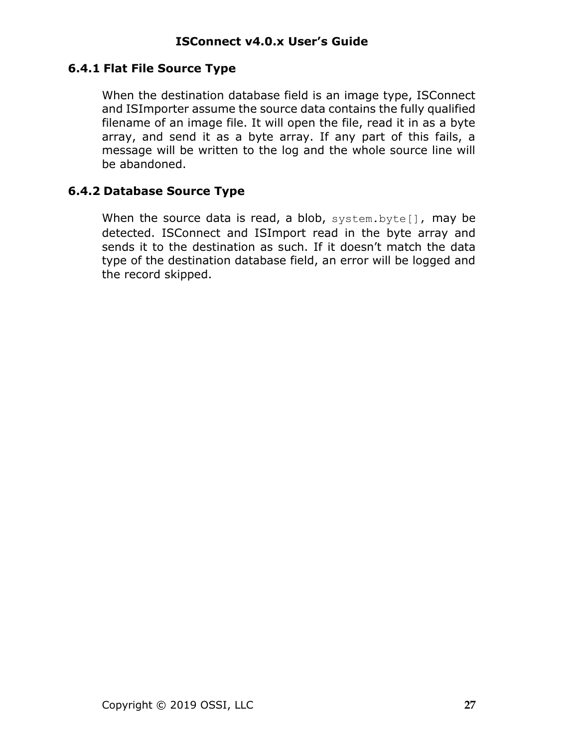### 6.4.1 Flat File Source Type

When the destination database field is an image type, ISConnect and ISImporter assume the source data contains the fully qualified filename of an image file. It will open the file, read it in as a byte array, and send it as a byte array. If any part of this fails, a message will be written to the log and the whole source line will be abandoned.

### 6.4.2 Database Source Type

When the source data is read, a blob, `system.byte[]`, may be detected. ISConnect and ISImport read in the byte array and sends it to the destination as such. If it doesn't match the data type of the destination database field, an error will be logged and the record skipped.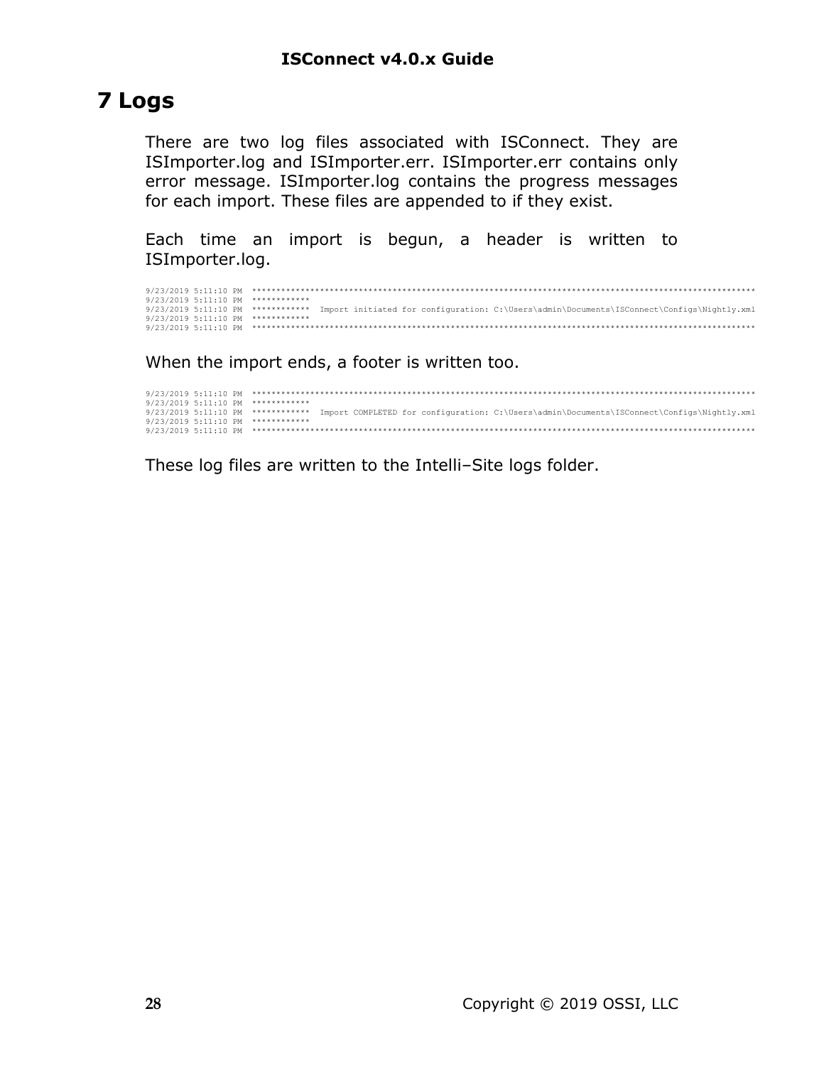# 7 Logs

There are two log files associated with ISConnect. They are ISImporter.log and ISImporter.err. ISImporter.err contains only error message. ISImporter.log contains the progress messages for each import. These files are appended to if they exist.

Each time an import is begun, a header is written to ISImporter.log.

```
9/23/2019 5:11:10 PM  ************************************************************************************************************
9/23/2019 5:11:10 PM  ************
9/23/2019 5:11:10 PM  ************  Import initiated for configuration: C:\Users\admin\Documents\ISConnect\Configs\Nightly.xml
9/23/2019 5:11:10 PM  ************
9/23/2019 5:11:10 PM  ************************************************************************************************************
```

When the import ends, a footer is written too.

```
9/23/2019 5:11:10 PM  ************************************************************************************************************
9/23/2019 5:11:10 PM  ************
9/23/2019 5:11:10 PM  ************  Import COMPLETED for configuration: C:\Users\admin\Documents\ISConnect\Configs\Nightly.xml
9/23/2019 5:11:10 PM  ************
9/23/2019 5:11:10 PM  ************************************************************************************************************
```

These log files are written to the Intelli–Site logs folder.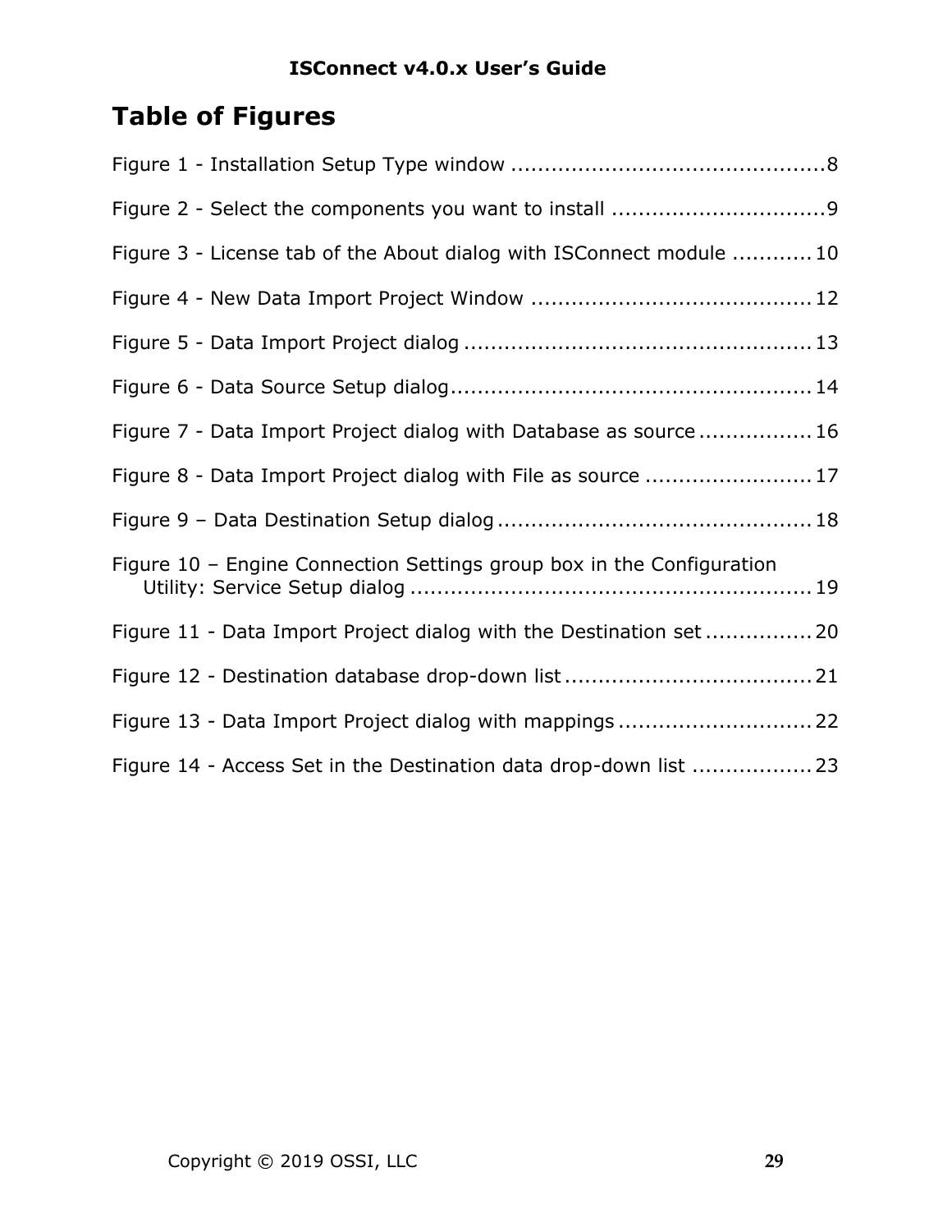# Table of Figures

Figure 1 - Installation Setup Type window ............................................... 8

Figure 2 - Select the components you want to install ................................ 9

Figure 3 - License tab of the About dialog with ISConnect module ............ 10

Figure 4 - New Data Import Project Window .......................................... 12

Figure 5 - Data Import Project dialog .................................................... 13

Figure 6 - Data Source Setup dialog...................................................... 14

Figure 7 - Data Import Project dialog with Database as source ................. 16

Figure 8 - Data Import Project dialog with File as source ......................... 17

Figure 9 – Data Destination Setup dialog ............................................... 18

Figure 10 – Engine Connection Settings group box in the Configuration Utility: Service Setup dialog ............................................................ 19

Figure 11 - Data Import Project dialog with the Destination set ................ 20

Figure 12 - Destination database drop-down list ..................................... 21

Figure 13 - Data Import Project dialog with mappings ............................. 22

Figure 14 - Access Set in the Destination data drop-down list .................. 23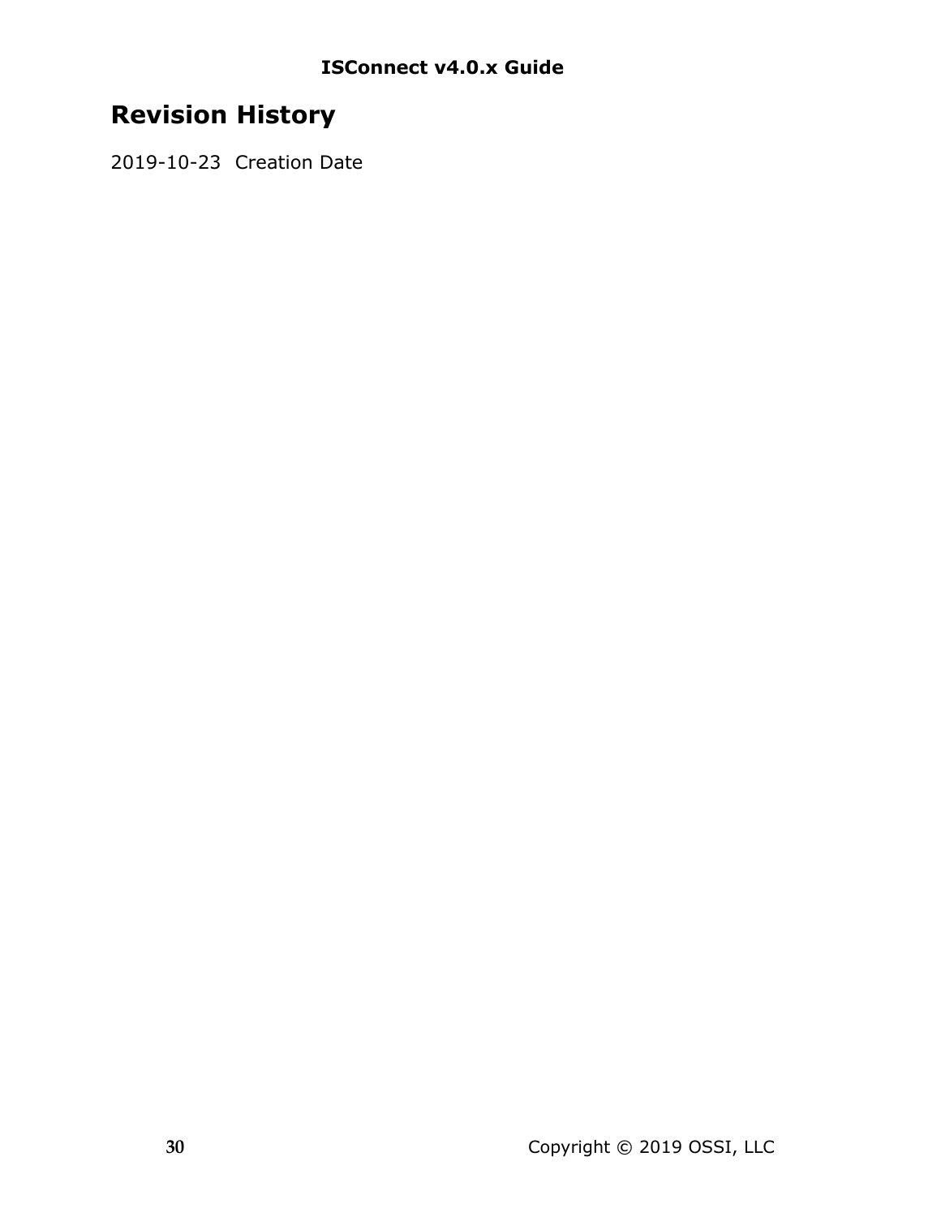# Revision History

2019-10-23 Creation Date